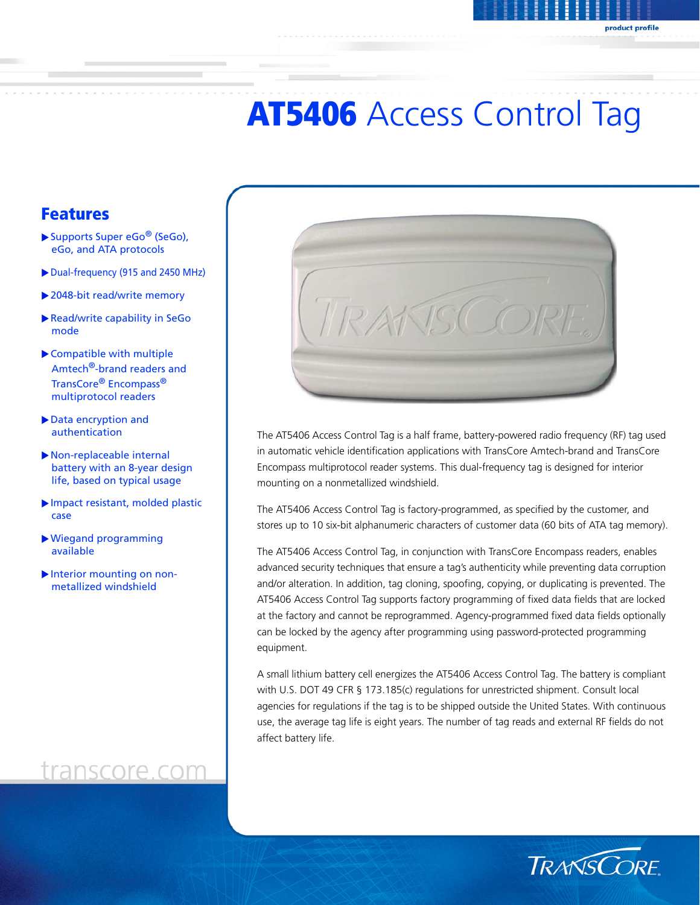product profile

# AT5406 Access Control Tag

## Features

- Supports Super eGo® (SeGo), eGo, and ATA protocols
- Dual-frequency (915 and 2450 MHz)
- 2048-bit read/write memory
- Read/write capability in SeGo mode
- Compatible with multiple Amtech®-brand readers and TransCore® Encompass® multiprotocol readers
- Data encryption and authentication
- Non-replaceable internal battery with an 8-year design life, based on typical usage
- Impact resistant, molded plastic case
- Wiegand programming available
- Interior mounting on non-metallized windshield

The AT5406 Access Control Tag is a half frame, battery-powered radio frequency (RF) tag used in automatic vehicle identification applications with TransCore Amtech-brand and TransCore Encompass multiprotocol reader systems. This dual-frequency tag is designed for interior mounting on a nonmetallized windshield.

The AT5406 Access Control Tag is factory-programmed, as specified by the customer, and stores up to 10 six-bit alphanumeric characters of customer data (60 bits of ATA tag memory).

The AT5406 Access Control Tag, in conjunction with TransCore Encompass readers, enables advanced security techniques that ensure a tag's authenticity while preventing data corruption and/or alteration. In addition, tag cloning, spoofing, copying, or duplicating is prevented. The AT5406 Access Control Tag supports factory programming of fixed data fields that are locked at the factory and cannot be reprogrammed. Agency-programmed fixed data fields optionally can be locked by the agency after programming using password-protected programming equipment.

A small lithium battery cell energizes the AT5406 Access Control Tag. The battery is compliant with U.S. DOT 49 CFR § 173.185(c) regulations for unrestricted shipment. Consult local agencies for regulations if the tag is to be shipped outside the United States. With continuous use, the average tag life is eight years. The number of tag reads and external RF fields do not affect battery life.

transcore.com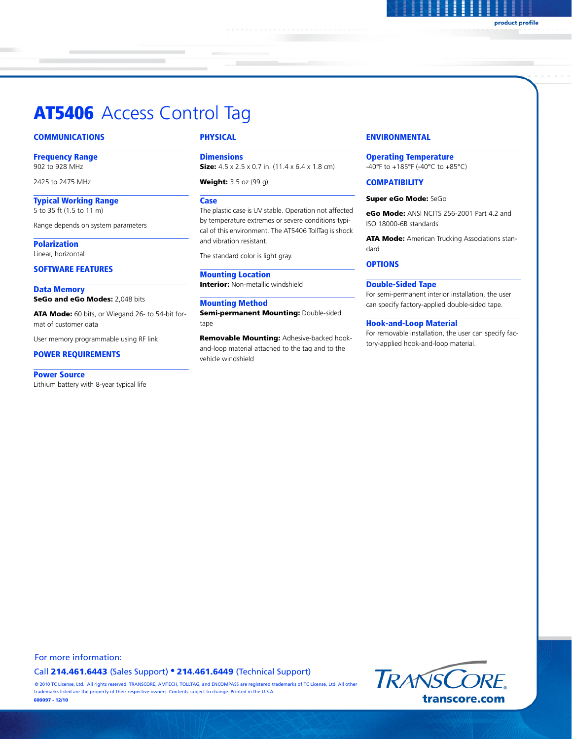# AT5406 Access Control Tag

## COMMUNICATIONS

### Frequency Range

902 to 928 MHz

2425 to 2475 MHz

### Typical Working Range

5 to 35 ft (1.5 to 11 m)

Range depends on system parameters

### Polarization

Linear, horizontal

## SOFTWARE FEATURES

### Data Memory

**SeGo and eGo Modes:** 2,048 bits

**ATA Mode:** 60 bits, or Wiegand 26- to 54-bit format of customer data

User memory programmable using RF link

## POWER REQUIREMENTS

### Power Source

Lithium battery with 8-year typical life

## PHYSICAL

### Dimensions

**Size:** 4.5 x 2.5 x 0.7 in. (11.4 x 6.4 x 1.8 cm)

**Weight:** 3.5 oz (99 g)

### Case

The plastic case is UV stable. Operation not affected by temperature extremes or severe conditions typical of this environment. The AT5406 TollTag is shock and vibration resistant.

The standard color is light gray.

### Mounting Location

**Interior:** Non-metallic windshield

### Mounting Method

**Semi-permanent Mounting:** Double-sided tape

**Removable Mounting:** Adhesive-backed hook-and-loop material attached to the tag and to the vehicle windshield

## ENVIRONMENTAL

### Operating Temperature

-40°F to +185°F (-40°C to +85°C)

## COMPATIBILITY

**Super eGo Mode:** SeGo

**eGo Mode:** ANSI NCITS 256-2001 Part 4.2 and ISO 18000-6B standards

**ATA Mode:** American Trucking Associations standard

## OPTIONS

### Double-Sided Tape

For semi-permanent interior installation, the user can specify factory-applied double-sided tape.

### Hook-and-Loop Material

For removable installation, the user can specify factory-applied hook-and-loop material.

For more information:

Call **214.461.6443** (Sales Support) • **214.461.6449** (Technical Support)

© 2010 TC License, Ltd. All rights reserved. TRANSCORE, AMTECH, TOLLTAG, and ENCOMPASS are registered trademarks of TC License, Ltd. All other trademarks listed are the property of their respective owners. Contents subject to change. Printed in the U.S.A.

**600097 - 12/10**

TRANSCORE

**transcore.com**